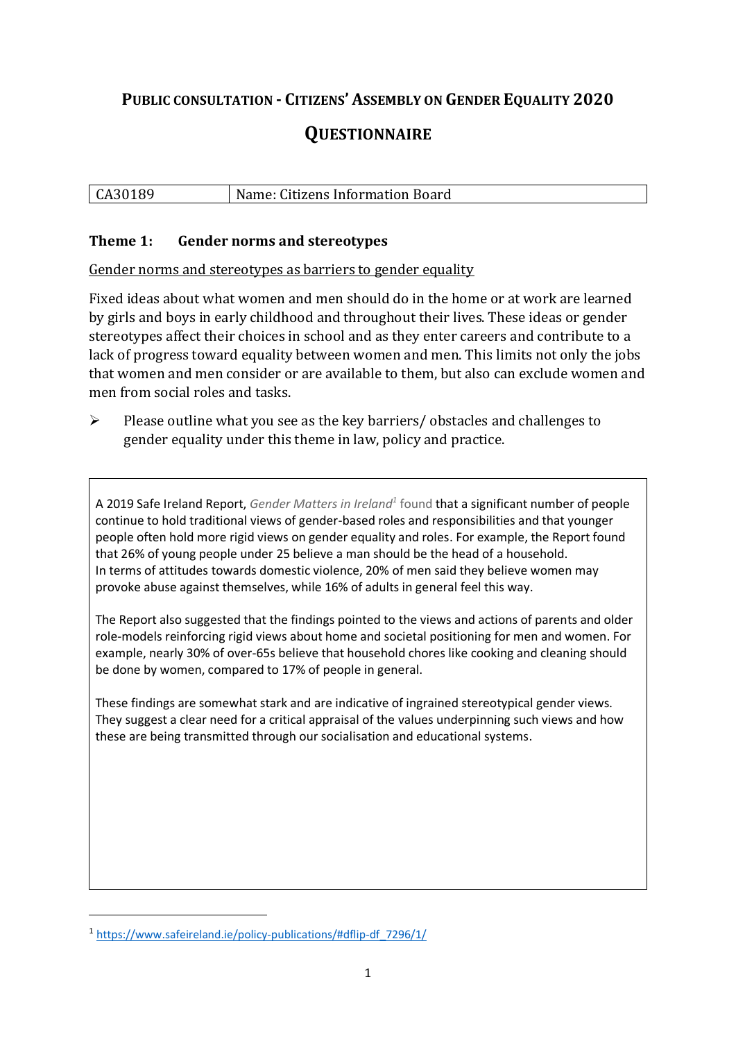# PUBLIC CONSULTATION - CITIZENS' ASSEMBLY ON GENDER EQUALITY 2020

## QUESTIONNAIRE

| CA30189 | Name: Citizens Information Board |
|---|---|

### Theme 1: Gender norms and stereotypes

Gender norms and stereotypes as barriers to gender equality

Fixed ideas about what women and men should do in the home or at work are learned by girls and boys in early childhood and throughout their lives. These ideas or gender stereotypes affect their choices in school and as they enter careers and contribute to a lack of progress toward equality between women and men. This limits not only the jobs that women and men consider or are available to them, but also can exclude women and men from social roles and tasks.

- Please outline what you see as the key barriers/ obstacles and challenges to gender equality under this theme in law, policy and practice.

A 2019 Safe Ireland Report, *Gender Matters in Ireland*[1] found that a significant number of people continue to hold traditional views of gender-based roles and responsibilities and that younger people often hold more rigid views on gender equality and roles. For example, the Report found that 26% of young people under 25 believe a man should be the head of a household. In terms of attitudes towards domestic violence, 20% of men said they believe women may provoke abuse against themselves, while 16% of adults in general feel this way.

The Report also suggested that the findings pointed to the views and actions of parents and older role-models reinforcing rigid views about home and societal positioning for men and women. For example, nearly 30% of over-65s believe that household chores like cooking and cleaning should be done by women, compared to 17% of people in general.

These findings are somewhat stark and are indicative of ingrained stereotypical gender views. They suggest a clear need for a critical appraisal of the values underpinning such views and how these are being transmitted through our socialisation and educational systems.

---

[1] https://www.safeireland.ie/policy-publications/#dflip-df_7296/1/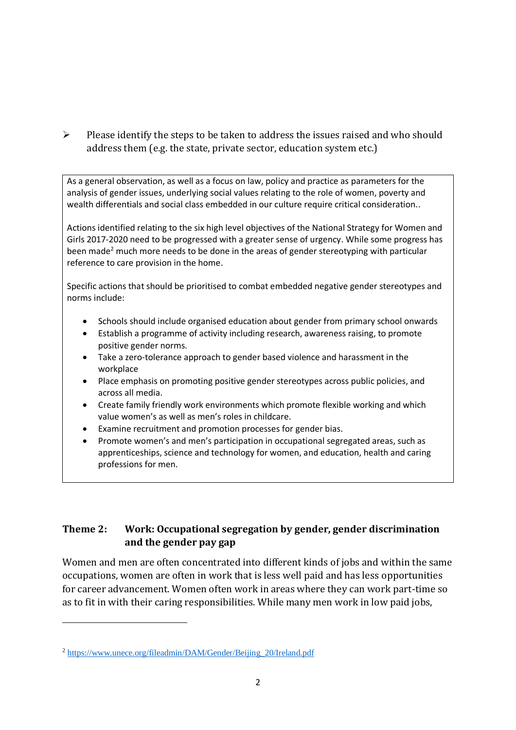- Please identify the steps to be taken to address the issues raised and who should address them (e.g. the state, private sector, education system etc.)

As a general observation, as well as a focus on law, policy and practice as parameters for the analysis of gender issues, underlying social values relating to the role of women, poverty and wealth differentials and social class embedded in our culture require critical consideration..

Actions identified relating to the six high level objectives of the National Strategy for Women and Girls 2017-2020 need to be progressed with a greater sense of urgency. While some progress has been made[2] much more needs to be done in the areas of gender stereotyping with particular reference to care provision in the home.

Specific actions that should be prioritised to combat embedded negative gender stereotypes and norms include:

- Schools should include organised education about gender from primary school onwards
- Establish a programme of activity including research, awareness raising, to promote positive gender norms.
- Take a zero-tolerance approach to gender based violence and harassment in the workplace
- Place emphasis on promoting positive gender stereotypes across public policies, and across all media.
- Create family friendly work environments which promote flexible working and which value women's as well as men's roles in childcare.
- Examine recruitment and promotion processes for gender bias.
- Promote women's and men's participation in occupational segregated areas, such as apprenticeships, science and technology for women, and education, health and caring professions for men.

## Theme 2: Work: Occupational segregation by gender, gender discrimination and the gender pay gap

Women and men are often concentrated into different kinds of jobs and within the same occupations, women are often in work that is less well paid and has less opportunities for career advancement. Women often work in areas where they can work part-time so as to fit in with their caring responsibilities. While many men work in low paid jobs,

[2] https://www.unece.org/fileadmin/DAM/Gender/Beijing_20/Ireland.pdf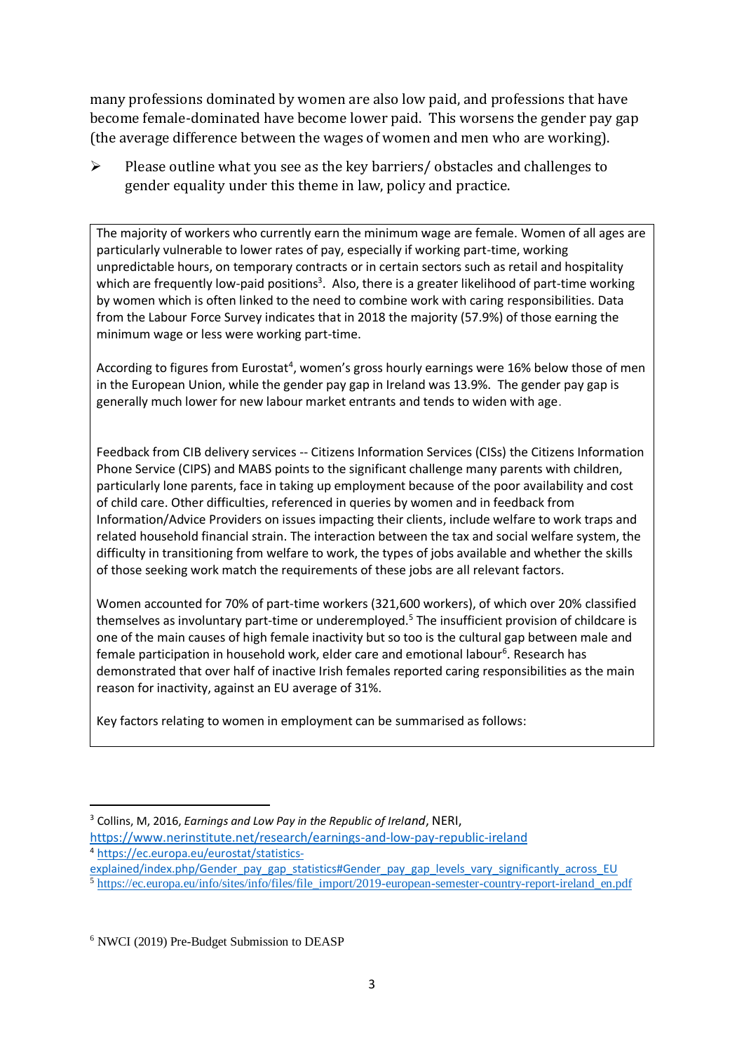many professions dominated by women are also low paid, and professions that have become female-dominated have become lower paid. This worsens the gender pay gap (the average difference between the wages of women and men who are working).

➢ Please outline what you see as the key barriers/ obstacles and challenges to gender equality under this theme in law, policy and practice.

The majority of workers who currently earn the minimum wage are female. Women of all ages are particularly vulnerable to lower rates of pay, especially if working part-time, working unpredictable hours, on temporary contracts or in certain sectors such as retail and hospitality which are frequently low-paid positions[3]. Also, there is a greater likelihood of part-time working by women which is often linked to the need to combine work with caring responsibilities. Data from the Labour Force Survey indicates that in 2018 the majority (57.9%) of those earning the minimum wage or less were working part-time.

According to figures from Eurostat[4], women's gross hourly earnings were 16% below those of men in the European Union, while the gender pay gap in Ireland was 13.9%. The gender pay gap is generally much lower for new labour market entrants and tends to widen with age.

Feedback from CIB delivery services -- Citizens Information Services (CISs) the Citizens Information Phone Service (CIPS) and MABS points to the significant challenge many parents with children, particularly lone parents, face in taking up employment because of the poor availability and cost of child care. Other difficulties, referenced in queries by women and in feedback from Information/Advice Providers on issues impacting their clients, include welfare to work traps and related household financial strain. The interaction between the tax and social welfare system, the difficulty in transitioning from welfare to work, the types of jobs available and whether the skills of those seeking work match the requirements of these jobs are all relevant factors.

Women accounted for 70% of part-time workers (321,600 workers), of which over 20% classified themselves as involuntary part-time or underemployed.[5] The insufficient provision of childcare is one of the main causes of high female inactivity but so too is the cultural gap between male and female participation in household work, elder care and emotional labour[6]. Research has demonstrated that over half of inactive Irish females reported caring responsibilities as the main reason for inactivity, against an EU average of 31%.

Key factors relating to women in employment can be summarised as follows:

---

[3] Collins, M, 2016, *Earnings and Low Pay in the Republic of Ireland*, NERI, https://www.nerinstitute.net/research/earnings-and-low-pay-republic-ireland

[4] https://ec.europa.eu/eurostat/statistics-explained/index.php/Gender_pay_gap_statistics#Gender_pay_gap_levels_vary_significantly_across_EU

[5] https://ec.europa.eu/info/sites/info/files/file_import/2019-european-semester-country-report-ireland_en.pdf

[6] NWCI (2019) Pre-Budget Submission to DEASP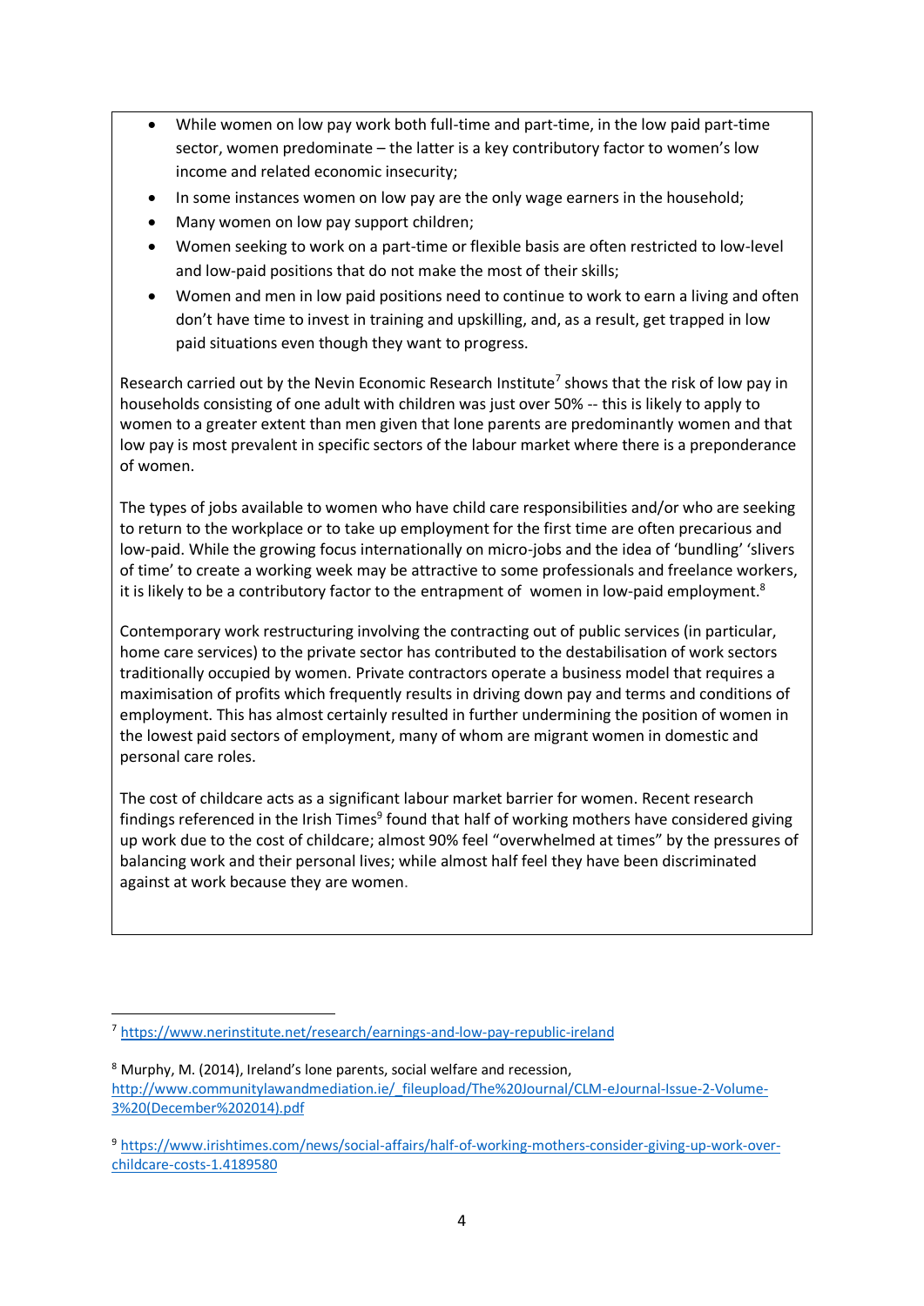- While women on low pay work both full-time and part-time, in the low paid part-time sector, women predominate – the latter is a key contributory factor to women's low income and related economic insecurity;
- In some instances women on low pay are the only wage earners in the household;
- Many women on low pay support children;
- Women seeking to work on a part-time or flexible basis are often restricted to low-level and low-paid positions that do not make the most of their skills;
- Women and men in low paid positions need to continue to work to earn a living and often don't have time to invest in training and upskilling, and, as a result, get trapped in low paid situations even though they want to progress.

Research carried out by the Nevin Economic Research Institute[7] shows that the risk of low pay in households consisting of one adult with children was just over 50% -- this is likely to apply to women to a greater extent than men given that lone parents are predominantly women and that low pay is most prevalent in specific sectors of the labour market where there is a preponderance of women.

The types of jobs available to women who have child care responsibilities and/or who are seeking to return to the workplace or to take up employment for the first time are often precarious and low-paid. While the growing focus internationally on micro-jobs and the idea of 'bundling' 'slivers of time' to create a working week may be attractive to some professionals and freelance workers, it is likely to be a contributory factor to the entrapment of women in low-paid employment.[8]

Contemporary work restructuring involving the contracting out of public services (in particular, home care services) to the private sector has contributed to the destabilisation of work sectors traditionally occupied by women. Private contractors operate a business model that requires a maximisation of profits which frequently results in driving down pay and terms and conditions of employment. This has almost certainly resulted in further undermining the position of women in the lowest paid sectors of employment, many of whom are migrant women in domestic and personal care roles.

The cost of childcare acts as a significant labour market barrier for women. Recent research findings referenced in the Irish Times[9] found that half of working mothers have considered giving up work due to the cost of childcare; almost 90% feel "overwhelmed at times" by the pressures of balancing work and their personal lives; while almost half feel they have been discriminated against at work because they are women.

---

[7] https://www.nerinstitute.net/research/earnings-and-low-pay-republic-ireland

[8] Murphy, M. (2014), Ireland's lone parents, social welfare and recession, http://www.communitylawandmediation.ie/_fileupload/The%20Journal/CLM-eJournal-Issue-2-Volume-3%20(December%202014).pdf

[9] https://www.irishtimes.com/news/social-affairs/half-of-working-mothers-consider-giving-up-work-over-childcare-costs-1.4189580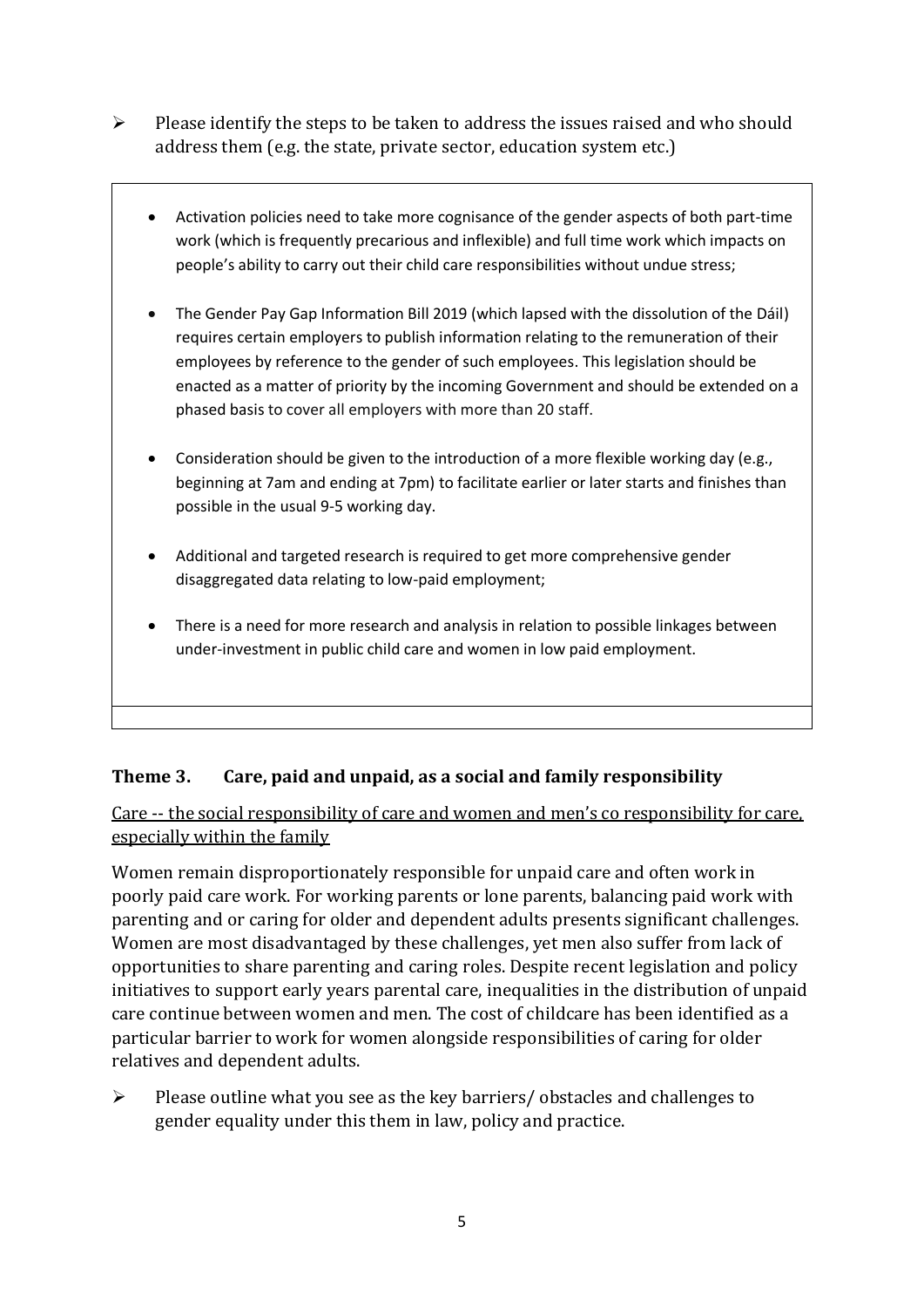- Please identify the steps to be taken to address the issues raised and who should address them (e.g. the state, private sector, education system etc.)

- Activation policies need to take more cognisance of the gender aspects of both part-time work (which is frequently precarious and inflexible) and full time work which impacts on people's ability to carry out their child care responsibilities without undue stress;
- The Gender Pay Gap Information Bill 2019 (which lapsed with the dissolution of the Dáil) requires certain employers to publish information relating to the remuneration of their employees by reference to the gender of such employees. This legislation should be enacted as a matter of priority by the incoming Government and should be extended on a phased basis to cover all employers with more than 20 staff.
- Consideration should be given to the introduction of a more flexible working day (e.g., beginning at 7am and ending at 7pm) to facilitate earlier or later starts and finishes than possible in the usual 9-5 working day.
- Additional and targeted research is required to get more comprehensive gender disaggregated data relating to low-paid employment;
- There is a need for more research and analysis in relation to possible linkages between under-investment in public child care and women in low paid employment.

### Theme 3. Care, paid and unpaid, as a social and family responsibility

<u>Care -- the social responsibility of care and women and men's co responsibility for care, especially within the family</u>

Women remain disproportionately responsible for unpaid care and often work in poorly paid care work. For working parents or lone parents, balancing paid work with parenting and or caring for older and dependent adults presents significant challenges. Women are most disadvantaged by these challenges, yet men also suffer from lack of opportunities to share parenting and caring roles. Despite recent legislation and policy initiatives to support early years parental care, inequalities in the distribution of unpaid care continue between women and men. The cost of childcare has been identified as a particular barrier to work for women alongside responsibilities of caring for older relatives and dependent adults.

- Please outline what you see as the key barriers/ obstacles and challenges to gender equality under this them in law, policy and practice.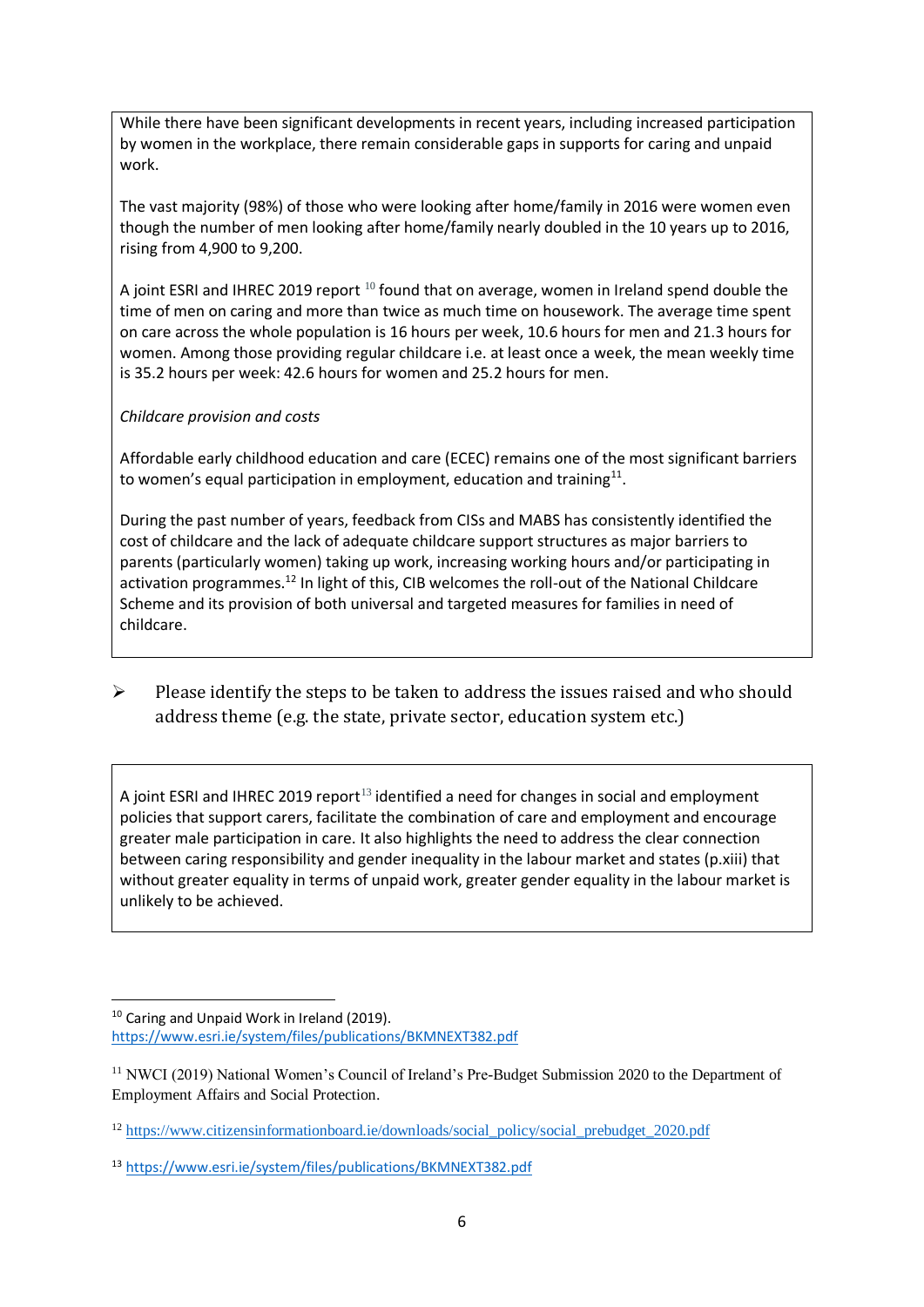While there have been significant developments in recent years, including increased participation by women in the workplace, there remain considerable gaps in supports for caring and unpaid work.

The vast majority (98%) of those who were looking after home/family in 2016 were women even though the number of men looking after home/family nearly doubled in the 10 years up to 2016, rising from 4,900 to 9,200.

A joint ESRI and IHREC 2019 report [10] found that on average, women in Ireland spend double the time of men on caring and more than twice as much time on housework. The average time spent on care across the whole population is 16 hours per week, 10.6 hours for men and 21.3 hours for women. Among those providing regular childcare i.e. at least once a week, the mean weekly time is 35.2 hours per week: 42.6 hours for women and 25.2 hours for men.

*Childcare provision and costs*

Affordable early childhood education and care (ECEC) remains one of the most significant barriers to women's equal participation in employment, education and training[11].

During the past number of years, feedback from CISs and MABS has consistently identified the cost of childcare and the lack of adequate childcare support structures as major barriers to parents (particularly women) taking up work, increasing working hours and/or participating in activation programmes.[12] In light of this, CIB welcomes the roll-out of the National Childcare Scheme and its provision of both universal and targeted measures for families in need of childcare.

- Please identify the steps to be taken to address the issues raised and who should address theme (e.g. the state, private sector, education system etc.)

A joint ESRI and IHREC 2019 report[13] identified a need for changes in social and employment policies that support carers, facilitate the combination of care and employment and encourage greater male participation in care. It also highlights the need to address the clear connection between caring responsibility and gender inequality in the labour market and states (p.xiii) that without greater equality in terms of unpaid work, greater gender equality in the labour market is unlikely to be achieved.

---

[10] Caring and Unpaid Work in Ireland (2019). https://www.esri.ie/system/files/publications/BKMNEXT382.pdf

[11] NWCI (2019) National Women's Council of Ireland's Pre-Budget Submission 2020 to the Department of Employment Affairs and Social Protection.

[12] https://www.citizensinformationboard.ie/downloads/social_policy/social_prebudget_2020.pdf

[13] https://www.esri.ie/system/files/publications/BKMNEXT382.pdf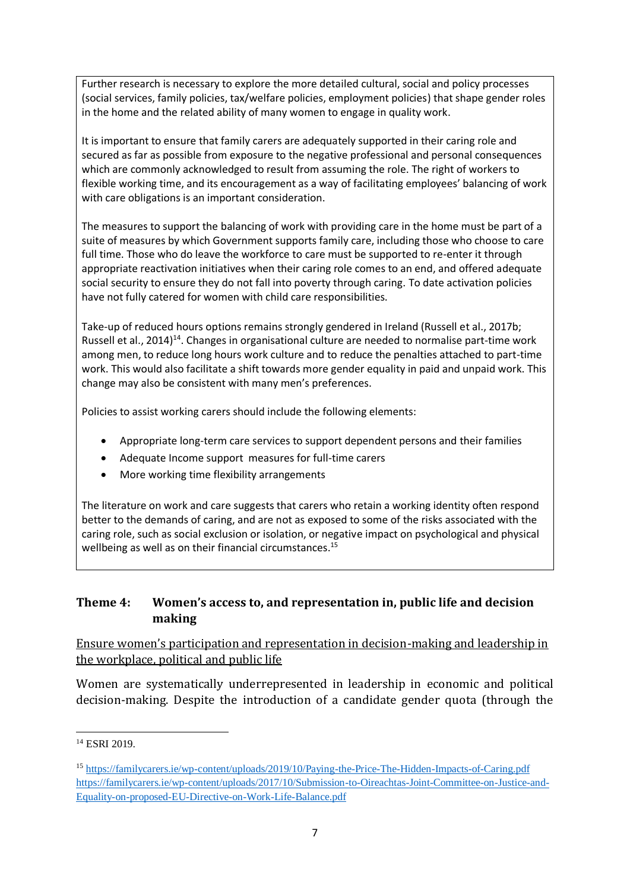Further research is necessary to explore the more detailed cultural, social and policy processes (social services, family policies, tax/welfare policies, employment policies) that shape gender roles in the home and the related ability of many women to engage in quality work.

It is important to ensure that family carers are adequately supported in their caring role and secured as far as possible from exposure to the negative professional and personal consequences which are commonly acknowledged to result from assuming the role. The right of workers to flexible working time, and its encouragement as a way of facilitating employees' balancing of work with care obligations is an important consideration.

The measures to support the balancing of work with providing care in the home must be part of a suite of measures by which Government supports family care, including those who choose to care full time. Those who do leave the workforce to care must be supported to re-enter it through appropriate reactivation initiatives when their caring role comes to an end, and offered adequate social security to ensure they do not fall into poverty through caring. To date activation policies have not fully catered for women with child care responsibilities.

Take-up of reduced hours options remains strongly gendered in Ireland (Russell et al., 2017b; Russell et al., 2014)[14]. Changes in organisational culture are needed to normalise part-time work among men, to reduce long hours work culture and to reduce the penalties attached to part-time work. This would also facilitate a shift towards more gender equality in paid and unpaid work. This change may also be consistent with many men's preferences.

Policies to assist working carers should include the following elements:

- Appropriate long-term care services to support dependent persons and their families
- Adequate Income support measures for full-time carers
- More working time flexibility arrangements

The literature on work and care suggests that carers who retain a working identity often respond better to the demands of caring, and are not as exposed to some of the risks associated with the caring role, such as social exclusion or isolation, or negative impact on psychological and physical wellbeing as well as on their financial circumstances.[15]

## Theme 4: Women's access to, and representation in, public life and decision making

Ensure women's participation and representation in decision-making and leadership in the workplace, political and public life

Women are systematically underrepresented in leadership in economic and political decision-making. Despite the introduction of a candidate gender quota (through the

---

[14] ESRI 2019.

[15] https://familycarers.ie/wp-content/uploads/2019/10/Paying-the-Price-The-Hidden-Impacts-of-Caring.pdf https://familycarers.ie/wp-content/uploads/2017/10/Submission-to-Oireachtas-Joint-Committee-on-Justice-and-Equality-on-proposed-EU-Directive-on-Work-Life-Balance.pdf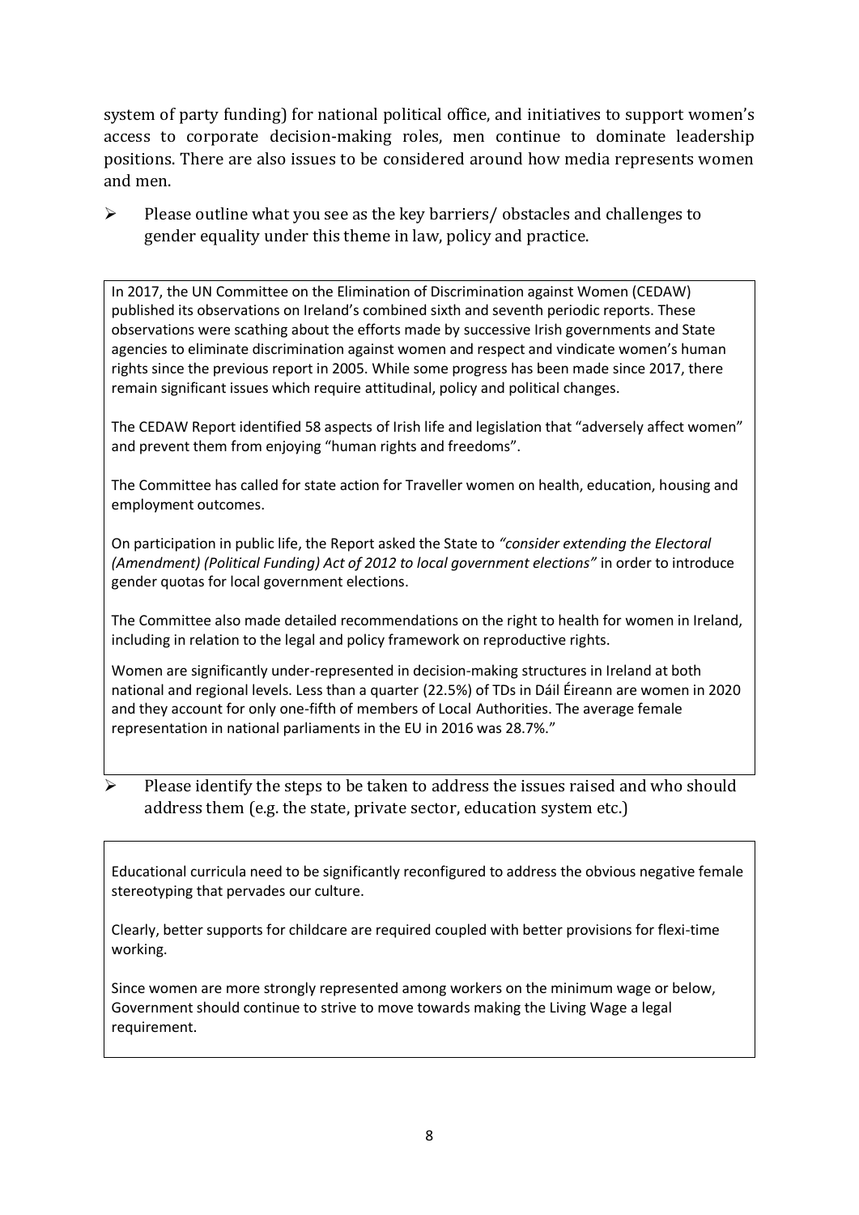system of party funding) for national political office, and initiatives to support women's access to corporate decision-making roles, men continue to dominate leadership positions. There are also issues to be considered around how media represents women and men.

- Please outline what you see as the key barriers/ obstacles and challenges to gender equality under this theme in law, policy and practice.

In 2017, the UN Committee on the Elimination of Discrimination against Women (CEDAW) published its observations on Ireland's combined sixth and seventh periodic reports. These observations were scathing about the efforts made by successive Irish governments and State agencies to eliminate discrimination against women and respect and vindicate women's human rights since the previous report in 2005. While some progress has been made since 2017, there remain significant issues which require attitudinal, policy and political changes.

The CEDAW Report identified 58 aspects of Irish life and legislation that "adversely affect women" and prevent them from enjoying "human rights and freedoms".

The Committee has called for state action for Traveller women on health, education, housing and employment outcomes.

On participation in public life, the Report asked the State to *"consider extending the Electoral (Amendment) (Political Funding) Act of 2012 to local government elections"* in order to introduce gender quotas for local government elections.

The Committee also made detailed recommendations on the right to health for women in Ireland, including in relation to the legal and policy framework on reproductive rights.

Women are significantly under-represented in decision-making structures in Ireland at both national and regional levels. Less than a quarter (22.5%) of TDs in Dáil Éireann are women in 2020 and they account for only one-fifth of members of Local Authorities. The average female representation in national parliaments in the EU in 2016 was 28.7%."

- Please identify the steps to be taken to address the issues raised and who should address them (e.g. the state, private sector, education system etc.)

Educational curricula need to be significantly reconfigured to address the obvious negative female stereotyping that pervades our culture.

Clearly, better supports for childcare are required coupled with better provisions for flexi-time working.

Since women are more strongly represented among workers on the minimum wage or below, Government should continue to strive to move towards making the Living Wage a legal requirement.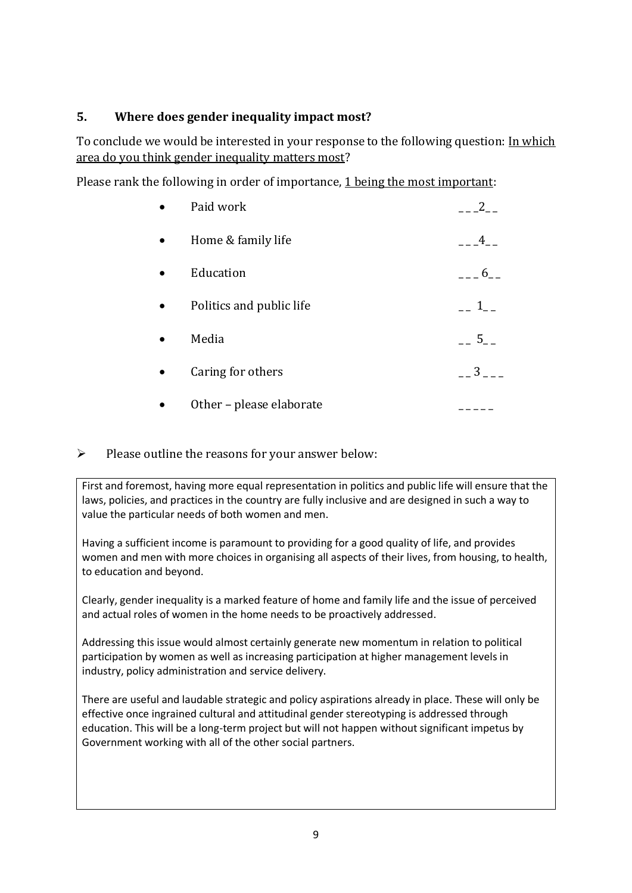## 5. Where does gender inequality impact most?

To conclude we would be interested in your response to the following question: <u>In which area do you think gender inequality matters most</u>?

Please rank the following in order of importance, <u>1 being the most important</u>:

| | |
|---|---|
| • Paid work | ___2__ |
| • Home & family life | ___4__ |
| • Education | ___ 6__ |
| • Politics and public life | __ 1__ |
| • Media | __ 5__ |
| • Caring for others | __ 3 ___ |
| • Other – please elaborate | _____ |

➢ Please outline the reasons for your answer below:

First and foremost, having more equal representation in politics and public life will ensure that the laws, policies, and practices in the country are fully inclusive and are designed in such a way to value the particular needs of both women and men.

Having a sufficient income is paramount to providing for a good quality of life, and provides women and men with more choices in organising all aspects of their lives, from housing, to health, to education and beyond.

Clearly, gender inequality is a marked feature of home and family life and the issue of perceived and actual roles of women in the home needs to be proactively addressed.

Addressing this issue would almost certainly generate new momentum in relation to political participation by women as well as increasing participation at higher management levels in industry, policy administration and service delivery.

There are useful and laudable strategic and policy aspirations already in place. These will only be effective once ingrained cultural and attitudinal gender stereotyping is addressed through education. This will be a long-term project but will not happen without significant impetus by Government working with all of the other social partners.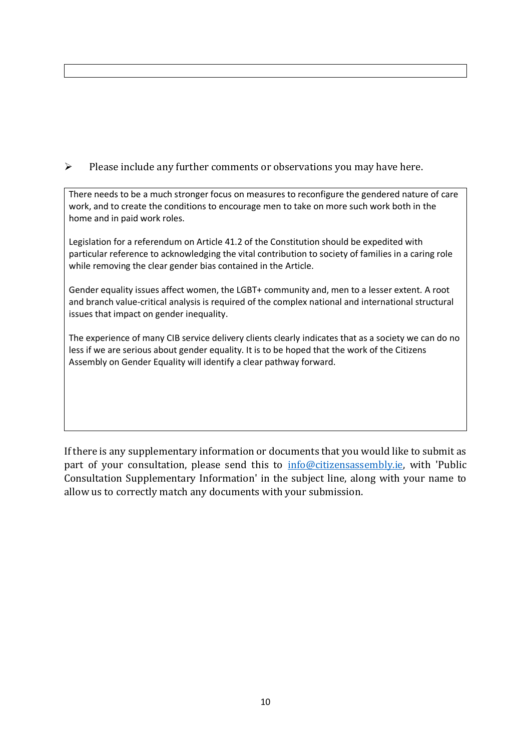- Please include any further comments or observations you may have here.

There needs to be a much stronger focus on measures to reconfigure the gendered nature of care work, and to create the conditions to encourage men to take on more such work both in the home and in paid work roles.

Legislation for a referendum on Article 41.2 of the Constitution should be expedited with particular reference to acknowledging the vital contribution to society of families in a caring role while removing the clear gender bias contained in the Article.

Gender equality issues affect women, the LGBT+ community and, men to a lesser extent. A root and branch value-critical analysis is required of the complex national and international structural issues that impact on gender inequality.

The experience of many CIB service delivery clients clearly indicates that as a society we can do no less if we are serious about gender equality. It is to be hoped that the work of the Citizens Assembly on Gender Equality will identify a clear pathway forward.

If there is any supplementary information or documents that you would like to submit as part of your consultation, please send this to info@citizensassembly.ie, with 'Public Consultation Supplementary Information' in the subject line, along with your name to allow us to correctly match any documents with your submission.